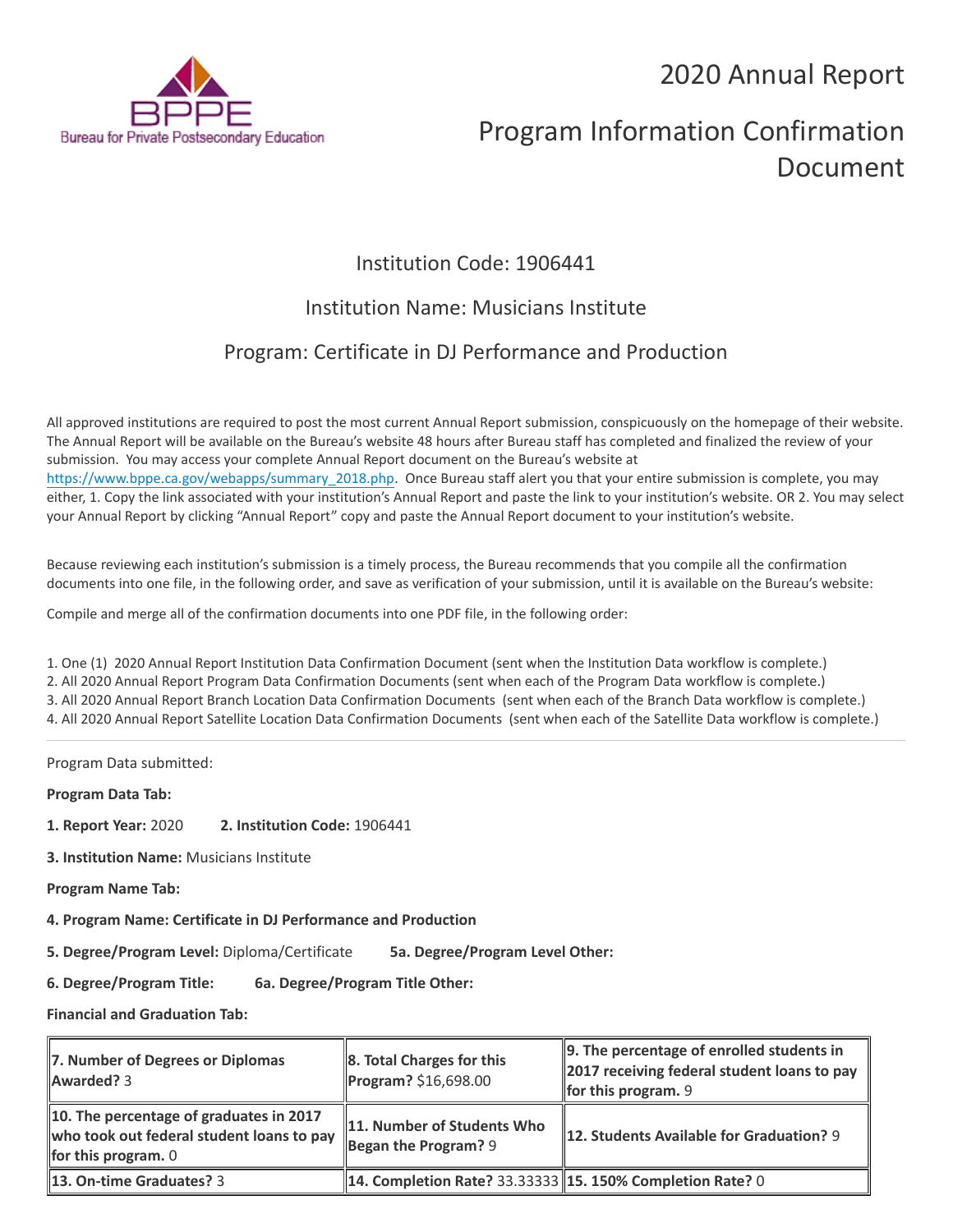# 2020 Annual Report

# Program Information Confirmation Document

Institution Code: 1906441

Institution Name: Musicians Institute

Program: Certificate in DJ Performance and Production

All approved institutions are required to post the most current Annual Report submission, conspicuously on the homepage of their website. The Annual Report will be available on the Bureau's website 48 hours after Bureau staff has completed and finalized the review of your submission. You may access your complete Annual Report document on the Bureau's website at https://www.bppe.ca.gov/webapps/summary_2018.php. Once Bureau staff alert you that your entire submission is complete, you may either, 1. Copy the link associated with your institution's Annual Report and paste the link to your institution's website. OR 2. You may select your Annual Report by clicking "Annual Report" copy and paste the Annual Report document to your institution's website.

Because reviewing each institution's submission is a timely process, the Bureau recommends that you compile all the confirmation documents into one file, in the following order, and save as verification of your submission, until it is available on the Bureau's website:

Compile and merge all of the confirmation documents into one PDF file, in the following order:

1. One (1) 2020 Annual Report Institution Data Confirmation Document (sent when the Institution Data workflow is complete.)
2. All 2020 Annual Report Program Data Confirmation Documents (sent when each of the Program Data workflow is complete.)
3. All 2020 Annual Report Branch Location Data Confirmation Documents (sent when each of the Branch Data workflow is complete.)
4. All 2020 Annual Report Satellite Location Data Confirmation Documents (sent when each of the Satellite Data workflow is complete.)

---

Program Data submitted:

**Program Data Tab:**

**1. Report Year:** 2020 **2. Institution Code:** 1906441

**3. Institution Name:** Musicians Institute

**Program Name Tab:**

**4. Program Name: Certificate in DJ Performance and Production**

**5. Degree/Program Level:** Diploma/Certificate **5a. Degree/Program Level Other:**

**6. Degree/Program Title:** **6a. Degree/Program Title Other:**

**Financial and Graduation Tab:**

| | | |
|---|---|---|
| **7. Number of Degrees or Diplomas Awarded?** 3 | **8. Total Charges for this Program?** $16,698.00 | **9. The percentage of enrolled students in 2017 receiving federal student loans to pay for this program.** 9 |
| **10. The percentage of graduates in 2017 who took out federal student loans to pay for this program.** 0 | **11. Number of Students Who Began the Program?** 9 | **12. Students Available for Graduation?** 9 |
| **13. On-time Graduates?** 3 | **14. Completion Rate?** 33.33333 | **15. 150% Completion Rate?** 0 |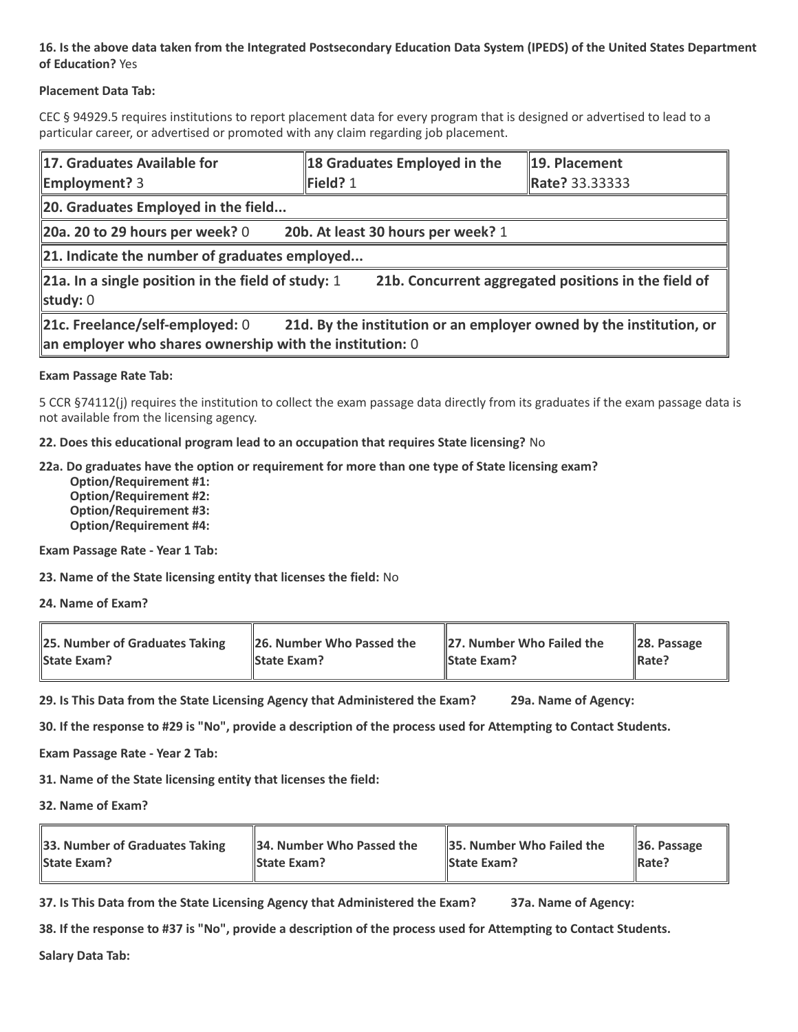**16. Is the above data taken from the Integrated Postsecondary Education Data System (IPEDS) of the United States Department of Education?** Yes

**Placement Data Tab:**

CEC § 94929.5 requires institutions to report placement data for every program that is designed or advertised to lead to a particular career, or advertised or promoted with any claim regarding job placement.

| **17. Graduates Available for Employment?** 3 | **18 Graduates Employed in the Field?** 1 | **19. Placement Rate?** 33.33333 |
|---|---|---|

**20. Graduates Employed in the field...**

**20a. 20 to 29 hours per week?** 0 **20b. At least 30 hours per week?** 1

**21. Indicate the number of graduates employed...**

**21a. In a single position in the field of study:** 1 **21b. Concurrent aggregated positions in the field of study:** 0

**21c. Freelance/self-employed:** 0 **21d. By the institution or an employer owned by the institution, or an employer who shares ownership with the institution:** 0

**Exam Passage Rate Tab:**

5 CCR §74112(j) requires the institution to collect the exam passage data directly from its graduates if the exam passage data is not available from the licensing agency.

**22. Does this educational program lead to an occupation that requires State licensing?** No

**22a. Do graduates have the option or requirement for more than one type of State licensing exam?**
**Option/Requirement #1:**
**Option/Requirement #2:**
**Option/Requirement #3:**
**Option/Requirement #4:**

**Exam Passage Rate - Year 1 Tab:**

**23. Name of the State licensing entity that licenses the field:** No

**24. Name of Exam?**

| **25. Number of Graduates Taking State Exam?** | **26. Number Who Passed the State Exam?** | **27. Number Who Failed the State Exam?** | **28. Passage Rate?** |
|---|---|---|---|

**29. Is This Data from the State Licensing Agency that Administered the Exam?** **29a. Name of Agency:**

**30. If the response to #29 is "No", provide a description of the process used for Attempting to Contact Students.**

**Exam Passage Rate - Year 2 Tab:**

**31. Name of the State licensing entity that licenses the field:**

**32. Name of Exam?**

| **33. Number of Graduates Taking State Exam?** | **34. Number Who Passed the State Exam?** | **35. Number Who Failed the State Exam?** | **36. Passage Rate?** |
|---|---|---|---|

**37. Is This Data from the State Licensing Agency that Administered the Exam?** **37a. Name of Agency:**

**38. If the response to #37 is "No", provide a description of the process used for Attempting to Contact Students.**

**Salary Data Tab:**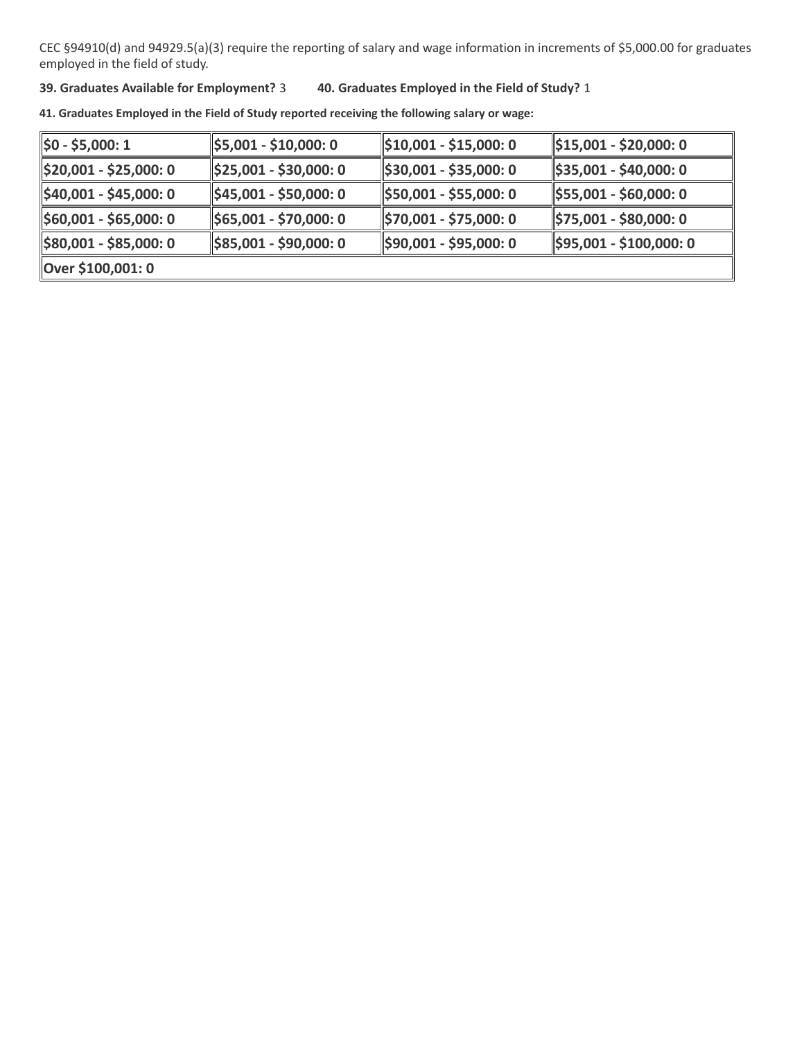CEC §94910(d) and 94929.5(a)(3) require the reporting of salary and wage information in increments of $5,000.00 for graduates employed in the field of study.

**39. Graduates Available for Employment?** 3 **40. Graduates Employed in the Field of Study?** 1

**41. Graduates Employed in the Field of Study reported receiving the following salary or wage:**

| | | | |
|---|---|---|---|
| **$0 - $5,000: 1** | **$5,001 - $10,000: 0** | **$10,001 - $15,000: 0** | **$15,001 - $20,000: 0** |
| **$20,001 - $25,000: 0** | **$25,001 - $30,000: 0** | **$30,001 - $35,000: 0** | **$35,001 - $40,000: 0** |
| **$40,001 - $45,000: 0** | **$45,001 - $50,000: 0** | **$50,001 - $55,000: 0** | **$55,001 - $60,000: 0** |
| **$60,001 - $65,000: 0** | **$65,001 - $70,000: 0** | **$70,001 - $75,000: 0** | **$75,001 - $80,000: 0** |
| **$80,001 - $85,000: 0** | **$85,001 - $90,000: 0** | **$90,001 - $95,000: 0** | **$95,001 - $100,000: 0** |
| **Over $100,001: 0** | | | |